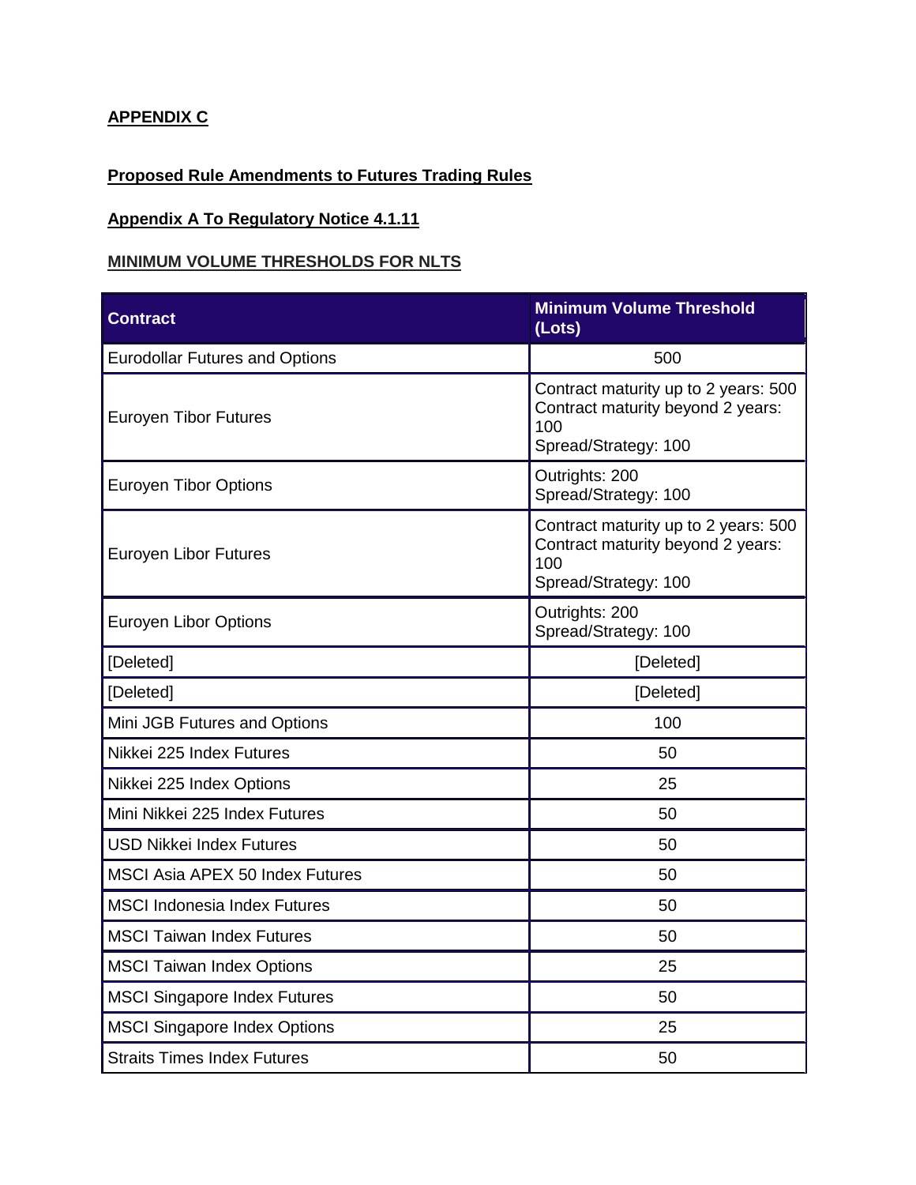**APPENDIX C**

**Proposed Rule Amendments to Futures Trading Rules**

**Appendix A To Regulatory Notice 4.1.11**

**MINIMUM VOLUME THRESHOLDS FOR NLTS**

| Contract | Minimum Volume Threshold (Lots) |
|---|---|
| Eurodollar Futures and Options | 500 |
| Euroyen Tibor Futures | Contract maturity up to 2 years: 500<br>Contract maturity beyond 2 years: 100<br>Spread/Strategy: 100 |
| Euroyen Tibor Options | Outrights: 200<br>Spread/Strategy: 100 |
| Euroyen Libor Futures | Contract maturity up to 2 years: 500<br>Contract maturity beyond 2 years: 100<br>Spread/Strategy: 100 |
| Euroyen Libor Options | Outrights: 200<br>Spread/Strategy: 100 |
| [Deleted] | [Deleted] |
| [Deleted] | [Deleted] |
| Mini JGB Futures and Options | 100 |
| Nikkei 225 Index Futures | 50 |
| Nikkei 225 Index Options | 25 |
| Mini Nikkei 225 Index Futures | 50 |
| USD Nikkei Index Futures | 50 |
| MSCI Asia APEX 50 Index Futures | 50 |
| MSCI Indonesia Index Futures | 50 |
| MSCI Taiwan Index Futures | 50 |
| MSCI Taiwan Index Options | 25 |
| MSCI Singapore Index Futures | 50 |
| MSCI Singapore Index Options | 25 |
| Straits Times Index Futures | 50 |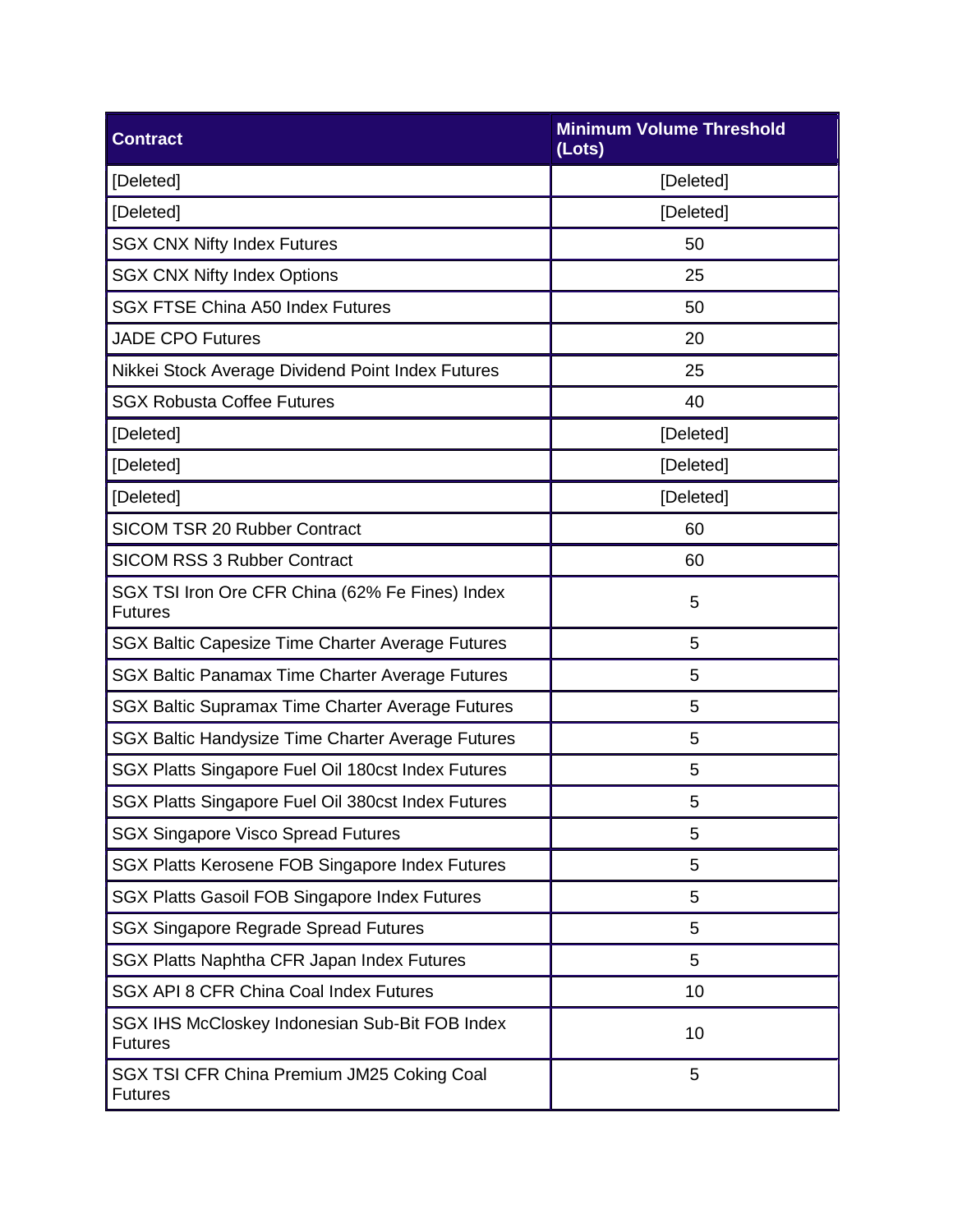| Contract | Minimum Volume Threshold (Lots) |
|---|---|
| [Deleted] | [Deleted] |
| [Deleted] | [Deleted] |
| SGX CNX Nifty Index Futures | 50 |
| SGX CNX Nifty Index Options | 25 |
| SGX FTSE China A50 Index Futures | 50 |
| JADE CPO Futures | 20 |
| Nikkei Stock Average Dividend Point Index Futures | 25 |
| SGX Robusta Coffee Futures | 40 |
| [Deleted] | [Deleted] |
| [Deleted] | [Deleted] |
| [Deleted] | [Deleted] |
| SICOM TSR 20 Rubber Contract | 60 |
| SICOM RSS 3 Rubber Contract | 60 |
| SGX TSI Iron Ore CFR China (62% Fe Fines) Index Futures | 5 |
| SGX Baltic Capesize Time Charter Average Futures | 5 |
| SGX Baltic Panamax Time Charter Average Futures | 5 |
| SGX Baltic Supramax Time Charter Average Futures | 5 |
| SGX Baltic Handysize Time Charter Average Futures | 5 |
| SGX Platts Singapore Fuel Oil 180cst Index Futures | 5 |
| SGX Platts Singapore Fuel Oil 380cst Index Futures | 5 |
| SGX Singapore Visco Spread Futures | 5 |
| SGX Platts Kerosene FOB Singapore Index Futures | 5 |
| SGX Platts Gasoil FOB Singapore Index Futures | 5 |
| SGX Singapore Regrade Spread Futures | 5 |
| SGX Platts Naphtha CFR Japan Index Futures | 5 |
| SGX API 8 CFR China Coal Index Futures | 10 |
| SGX IHS McCloskey Indonesian Sub-Bit FOB Index Futures | 10 |
| SGX TSI CFR China Premium JM25 Coking Coal Futures | 5 |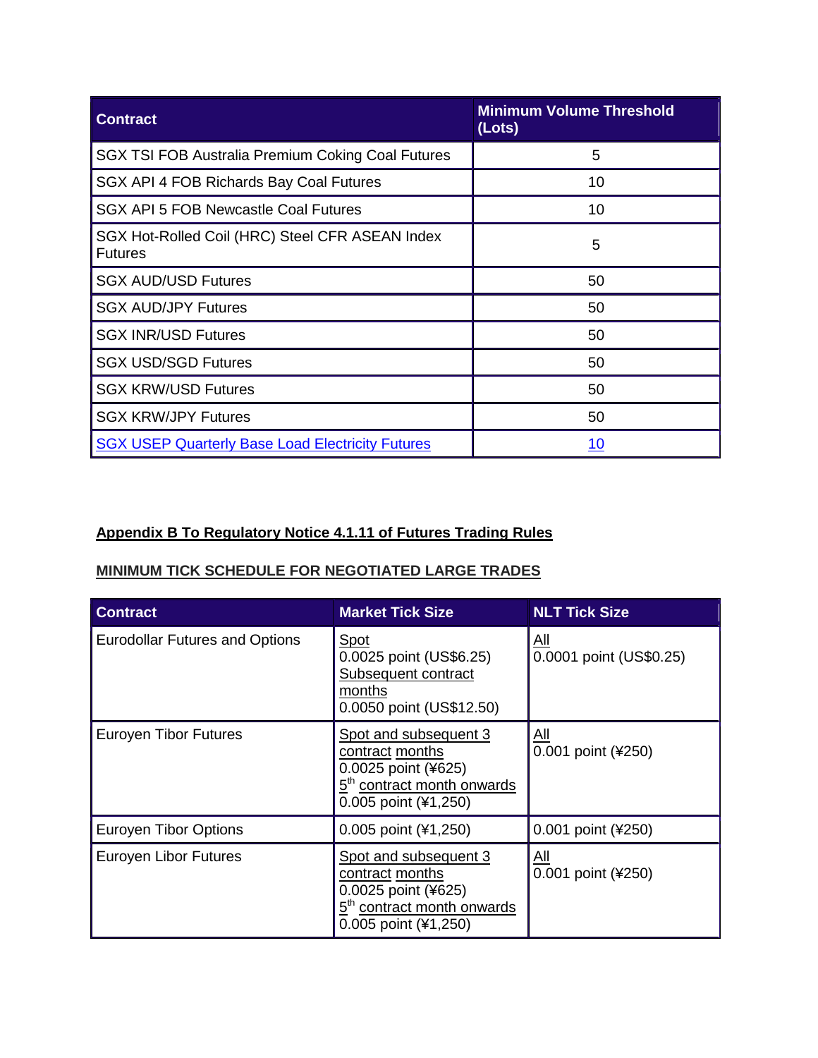| Contract | Minimum Volume Threshold (Lots) |
|---|---|
| SGX TSI FOB Australia Premium Coking Coal Futures | 5 |
| SGX API 4 FOB Richards Bay Coal Futures | 10 |
| SGX API 5 FOB Newcastle Coal Futures | 10 |
| SGX Hot-Rolled Coil (HRC) Steel CFR ASEAN Index Futures | 5 |
| SGX AUD/USD Futures | 50 |
| SGX AUD/JPY Futures | 50 |
| SGX INR/USD Futures | 50 |
| SGX USD/SGD Futures | 50 |
| SGX KRW/USD Futures | 50 |
| SGX KRW/JPY Futures | 50 |
| SGX USEP Quarterly Base Load Electricity Futures | 10 |

**Appendix B To Regulatory Notice 4.1.11 of Futures Trading Rules**

**MINIMUM TICK SCHEDULE FOR NEGOTIATED LARGE TRADES**

| Contract | Market Tick Size | NLT Tick Size |
|---|---|---|
| Eurodollar Futures and Options | Spot<br>0.0025 point (US$6.25)<br>Subsequent contract months<br>0.0050 point (US$12.50) | All<br>0.0001 point (US$0.25) |
| Euroyen Tibor Futures | Spot and subsequent 3 contract months<br>0.0025 point (¥625)<br>5th contract month onwards<br>0.005 point (¥1,250) | All<br>0.001 point (¥250) |
| Euroyen Tibor Options | 0.005 point (¥1,250) | 0.001 point (¥250) |
| Euroyen Libor Futures | Spot and subsequent 3 contract months<br>0.0025 point (¥625)<br>5th contract month onwards<br>0.005 point (¥1,250) | All<br>0.001 point (¥250) |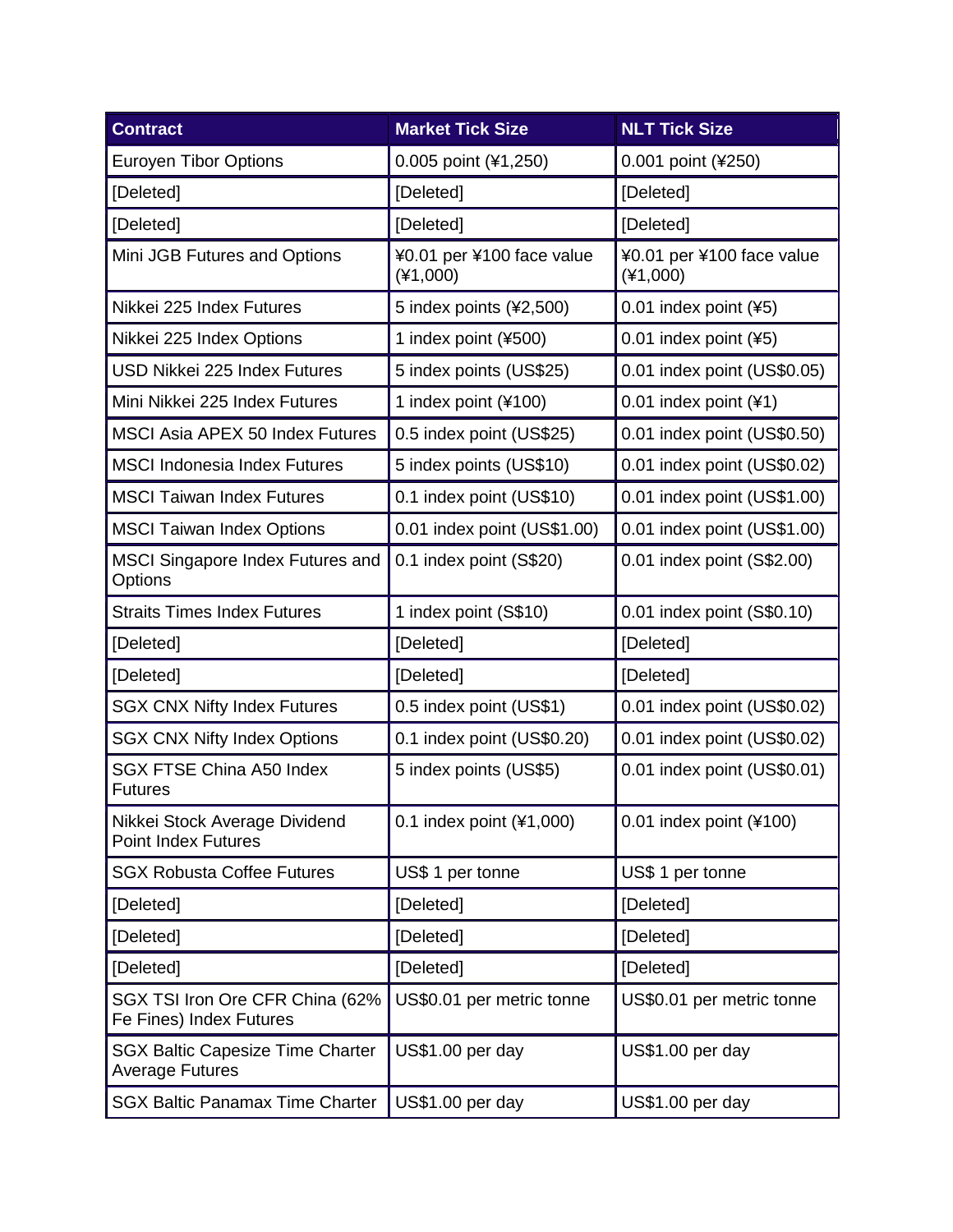| Contract | Market Tick Size | NLT Tick Size |
| --- | --- | --- |
| Euroyen Tibor Options | 0.005 point (¥1,250) | 0.001 point (¥250) |
| [Deleted] | [Deleted] | [Deleted] |
| [Deleted] | [Deleted] | [Deleted] |
| Mini JGB Futures and Options | ¥0.01 per ¥100 face value (¥1,000) | ¥0.01 per ¥100 face value (¥1,000) |
| Nikkei 225 Index Futures | 5 index points (¥2,500) | 0.01 index point (¥5) |
| Nikkei 225 Index Options | 1 index point (¥500) | 0.01 index point (¥5) |
| USD Nikkei 225 Index Futures | 5 index points (US$25) | 0.01 index point (US$0.05) |
| Mini Nikkei 225 Index Futures | 1 index point (¥100) | 0.01 index point (¥1) |
| MSCI Asia APEX 50 Index Futures | 0.5 index point (US$25) | 0.01 index point (US$0.50) |
| MSCI Indonesia Index Futures | 5 index points (US$10) | 0.01 index point (US$0.02) |
| MSCI Taiwan Index Futures | 0.1 index point (US$10) | 0.01 index point (US$1.00) |
| MSCI Taiwan Index Options | 0.01 index point (US$1.00) | 0.01 index point (US$1.00) |
| MSCI Singapore Index Futures and Options | 0.1 index point (S$20) | 0.01 index point (S$2.00) |
| Straits Times Index Futures | 1 index point (S$10) | 0.01 index point (S$0.10) |
| [Deleted] | [Deleted] | [Deleted] |
| [Deleted] | [Deleted] | [Deleted] |
| SGX CNX Nifty Index Futures | 0.5 index point (US$1) | 0.01 index point (US$0.02) |
| SGX CNX Nifty Index Options | 0.1 index point (US$0.20) | 0.01 index point (US$0.02) |
| SGX FTSE China A50 Index Futures | 5 index points (US$5) | 0.01 index point (US$0.01) |
| Nikkei Stock Average Dividend Point Index Futures | 0.1 index point (¥1,000) | 0.01 index point (¥100) |
| SGX Robusta Coffee Futures | US$ 1 per tonne | US$ 1 per tonne |
| [Deleted] | [Deleted] | [Deleted] |
| [Deleted] | [Deleted] | [Deleted] |
| [Deleted] | [Deleted] | [Deleted] |
| SGX TSI Iron Ore CFR China (62% Fe Fines) Index Futures | US$0.01 per metric tonne | US$0.01 per metric tonne |
| SGX Baltic Capesize Time Charter Average Futures | US$1.00 per day | US$1.00 per day |
| SGX Baltic Panamax Time Charter | US$1.00 per day | US$1.00 per day |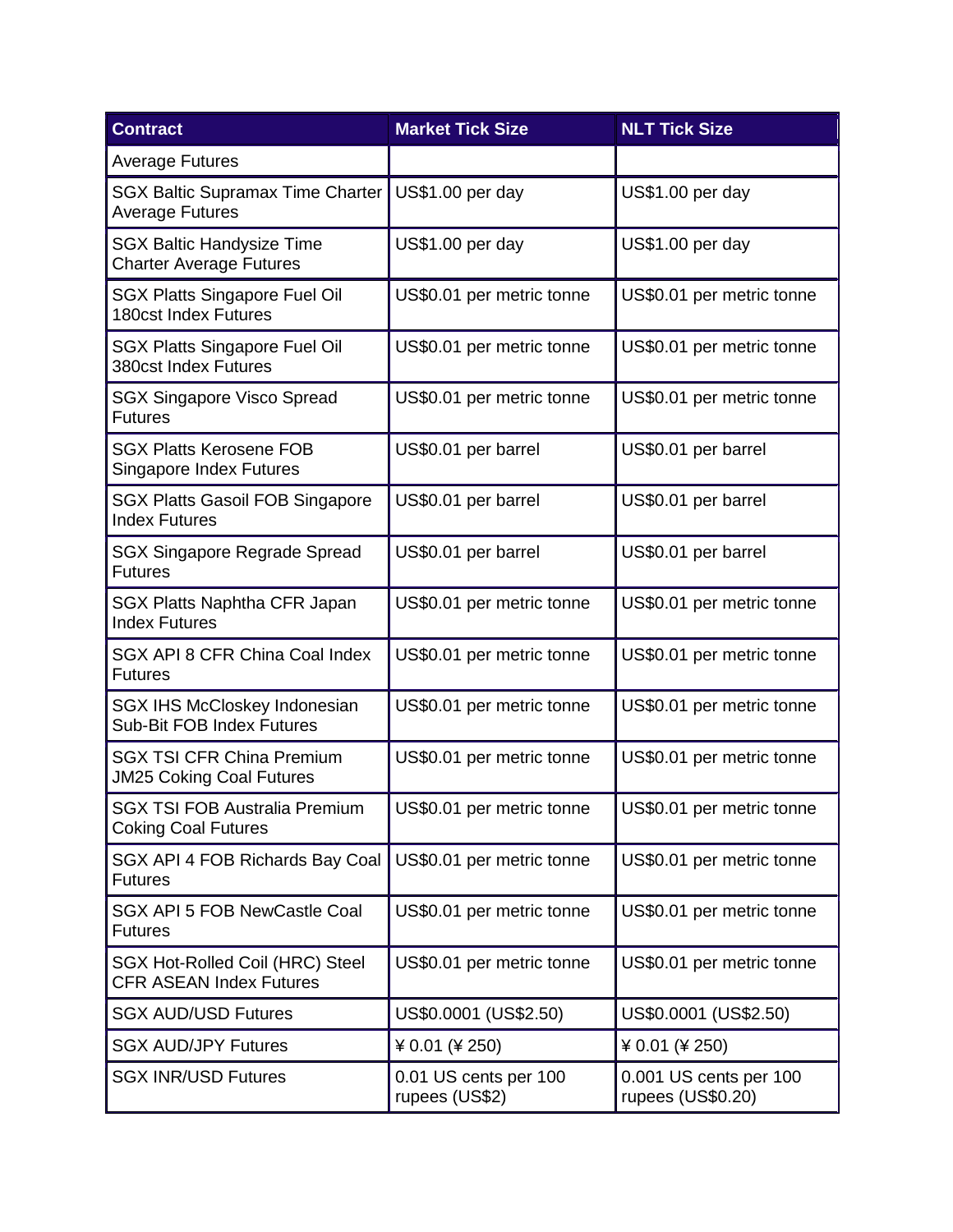| Contract | Market Tick Size | NLT Tick Size |
|---|---|---|
| Average Futures | | |
| SGX Baltic Supramax Time Charter Average Futures | US$1.00 per day | US$1.00 per day |
| SGX Baltic Handysize Time Charter Average Futures | US$1.00 per day | US$1.00 per day |
| SGX Platts Singapore Fuel Oil 180cst Index Futures | US$0.01 per metric tonne | US$0.01 per metric tonne |
| SGX Platts Singapore Fuel Oil 380cst Index Futures | US$0.01 per metric tonne | US$0.01 per metric tonne |
| SGX Singapore Visco Spread Futures | US$0.01 per metric tonne | US$0.01 per metric tonne |
| SGX Platts Kerosene FOB Singapore Index Futures | US$0.01 per barrel | US$0.01 per barrel |
| SGX Platts Gasoil FOB Singapore Index Futures | US$0.01 per barrel | US$0.01 per barrel |
| SGX Singapore Regrade Spread Futures | US$0.01 per barrel | US$0.01 per barrel |
| SGX Platts Naphtha CFR Japan Index Futures | US$0.01 per metric tonne | US$0.01 per metric tonne |
| SGX API 8 CFR China Coal Index Futures | US$0.01 per metric tonne | US$0.01 per metric tonne |
| SGX IHS McCloskey Indonesian Sub-Bit FOB Index Futures | US$0.01 per metric tonne | US$0.01 per metric tonne |
| SGX TSI CFR China Premium JM25 Coking Coal Futures | US$0.01 per metric tonne | US$0.01 per metric tonne |
| SGX TSI FOB Australia Premium Coking Coal Futures | US$0.01 per metric tonne | US$0.01 per metric tonne |
| SGX API 4 FOB Richards Bay Coal Futures | US$0.01 per metric tonne | US$0.01 per metric tonne |
| SGX API 5 FOB NewCastle Coal Futures | US$0.01 per metric tonne | US$0.01 per metric tonne |
| SGX Hot-Rolled Coil (HRC) Steel CFR ASEAN Index Futures | US$0.01 per metric tonne | US$0.01 per metric tonne |
| SGX AUD/USD Futures | US$0.0001 (US$2.50) | US$0.0001 (US$2.50) |
| SGX AUD/JPY Futures | ¥ 0.01 (¥ 250) | ¥ 0.01 (¥ 250) |
| SGX INR/USD Futures | 0.01 US cents per 100 rupees (US$2) | 0.001 US cents per 100 rupees (US$0.20) |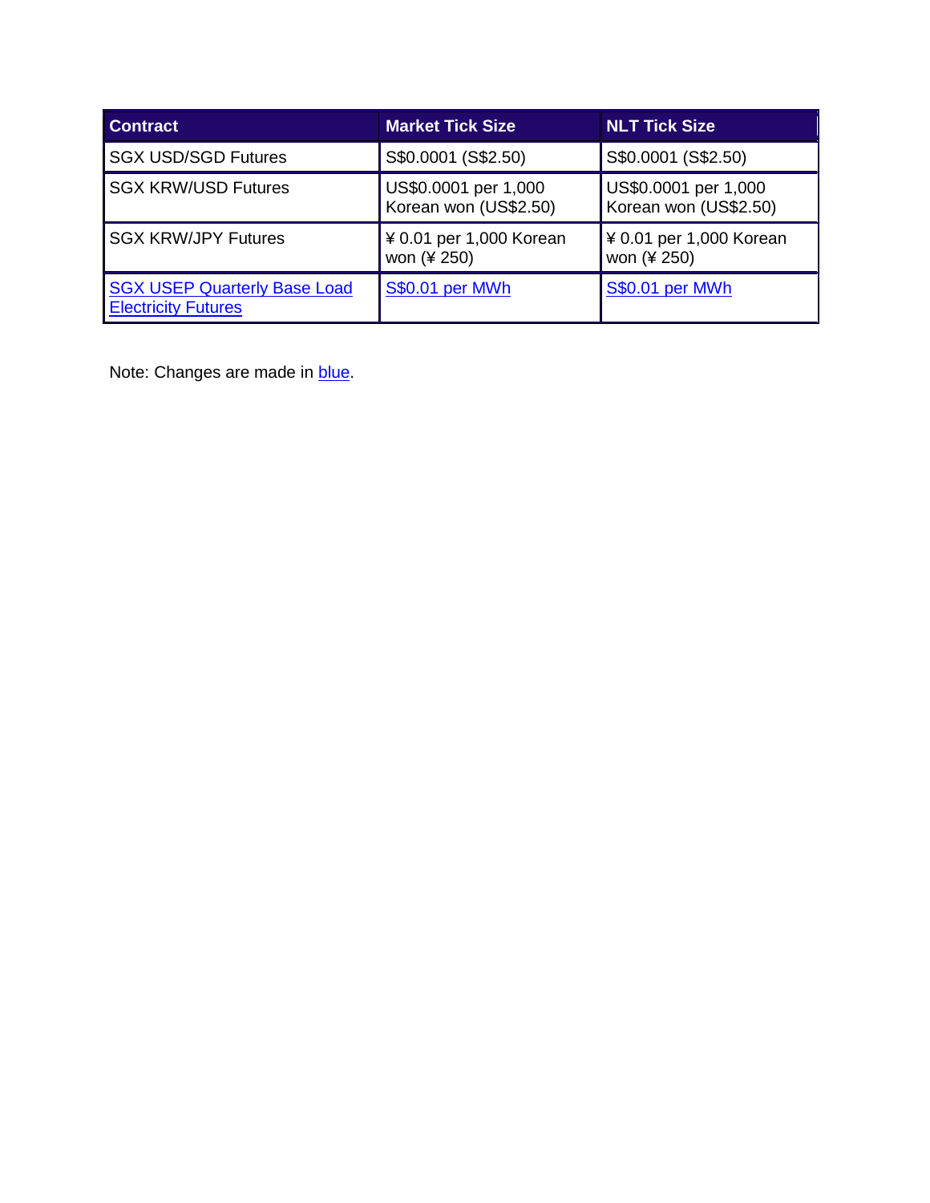| Contract | Market Tick Size | NLT Tick Size |
| --- | --- | --- |
| SGX USD/SGD Futures | S$0.0001 (S$2.50) | S$0.0001 (S$2.50) |
| SGX KRW/USD Futures | US$0.0001 per 1,000 Korean won (US$2.50) | US$0.0001 per 1,000 Korean won (US$2.50) |
| SGX KRW/JPY Futures | ¥ 0.01 per 1,000 Korean won (¥ 250) | ¥ 0.01 per 1,000 Korean won (¥ 250) |
| SGX USEP Quarterly Base Load Electricity Futures | S$0.01 per MWh | S$0.01 per MWh |

Note: Changes are made in blue.